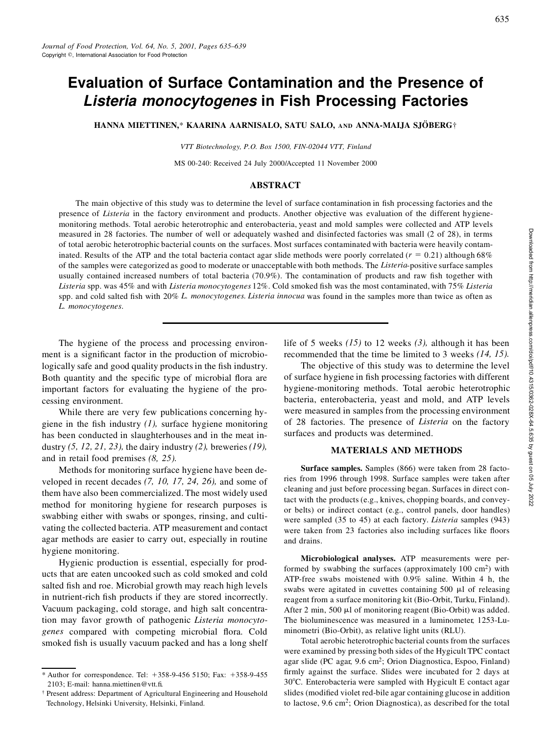# Evaluation of Surface Contamination and the Presence of *Listeria monocytogenes* in Fish Processing Factories

**HANNA MIETTINEN,* KAARINA AARNISALO, SATU SALO, AND ANNA-MAIJA SJÖBERG†**

*VTT Biotechnology, P.O. Box 1500, FIN-02044 VTT, Finland*

MS 00-240: Received 24 July 2000/Accepted 11 November 2000

## ABSTRACT

The main objective of this study was to determine the level of surface contamination in fish processing factories and the presence of *Listeria* in the factory environment and products. Another objective was evaluation of the different hygiene-monitoring methods. Total aerobic heterotrophic and enterobacteria, yeast and mold samples were collected and ATP levels measured in 28 factories. The number of well or adequately washed and disinfected factories was small (2 of 28), in terms of total aerobic heterotrophic bacterial counts on the surfaces. Most surfaces contaminated with bacteria were heavily contaminated. Results of the ATP and the total bacteria contact agar slide methods were poorly correlated ($r = 0.21$) although 68% of the samples were categorized as good to moderate or unacceptable with both methods. The *Listeria*-positive surface samples usually contained increased numbers of total bacteria (70.9%). The contamination of products and raw fish together with *Listeria* spp. was 45% and with *Listeria monocytogenes* 12%. Cold smoked fish was the most contaminated, with 75% *Listeria* spp. and cold salted fish with 20% *L. monocytogenes*. *Listeria innocua* was found in the samples more than twice as often as *L. monocytogenes*.

The hygiene of the process and processing environment is a significant factor in the production of microbiologically safe and good quality products in the fish industry. Both quantity and the specific type of microbial flora are important factors for evaluating the hygiene of the processing environment.

While there are very few publications concerning hygiene in the fish industry *(1)*, surface hygiene monitoring has been conducted in slaughterhouses and in the meat industry *(5, 12, 21, 23)*, the dairy industry *(2)*, breweries *(19)*, and in retail food premises *(8, 25)*.

Methods for monitoring surface hygiene have been developed in recent decades *(7, 10, 17, 24, 26)*, and some of them have also been commercialized. The most widely used method for monitoring hygiene for research purposes is swabbing either with swabs or sponges, rinsing, and cultivating the collected bacteria. ATP measurement and contact agar methods are easier to carry out, especially in routine hygiene monitoring.

Hygienic production is essential, especially for products that are eaten uncooked such as cold smoked and cold salted fish and roe. Microbial growth may reach high levels in nutrient-rich fish products if they are stored incorrectly. Vacuum packaging, cold storage, and high salt concentration may favor growth of pathogenic *Listeria monocytogenes* compared with competing microbial flora. Cold smoked fish is usually vacuum packed and has a long shelf life of 5 weeks *(15)* to 12 weeks *(3)*, although it has been recommended that the time be limited to 3 weeks *(14, 15)*.

The objective of this study was to determine the level of surface hygiene in fish processing factories with different hygiene-monitoring methods. Total aerobic heterotrophic bacteria, enterobacteria, yeast and mold, and ATP levels were measured in samples from the processing environment of 28 factories. The presence of *Listeria* on the factory surfaces and products was determined.

## MATERIALS AND METHODS

**Surface samples.** Samples (866) were taken from 28 factories from 1996 through 1998. Surface samples were taken after cleaning and just before processing began. Surfaces in direct contact with the products (e.g., knives, chopping boards, and conveyor belts) or indirect contact (e.g., control panels, door handles) were sampled (35 to 45) at each factory. *Listeria* samples (943) were taken from 23 factories also including surfaces like floors and drains.

**Microbiological analyses.** ATP measurements were performed by swabbing the surfaces (approximately 100 cm$^2$) with ATP-free swabs moistened with 0.9% saline. Within 4 h, the swabs were agitated in cuvettes containing 500 μl of releasing reagent from a surface monitoring kit (Bio-Orbit, Turku, Finland). After 2 min, 500 μl of monitoring reagent (Bio-Orbit) was added. The bioluminescence was measured in a luminometer, 1253-Luminometri (Bio-Orbit), as relative light units (RLU).

Total aerobic heterotrophic bacterial counts from the surfaces were examined by pressing both sides of the Hygicult TPC contact agar slide (PC agar, 9.6 cm$^2$; Orion Diagnostica, Espoo, Finland) firmly against the surface. Slides were incubated for 2 days at 30°C. Enterobacteria were sampled with Hygicult E contact agar slides (modified violet red-bile agar containing glucose in addition to lactose, 9.6 cm$^2$; Orion Diagnostica), as described for the total

---

* Author for correspondence. Tel: +358-9-456 5150; Fax: +358-9-455 2103; E-mail: hanna.miettinen@vtt.fi.

† Present address: Department of Agricultural Engineering and Household Technology, Helsinki University, Helsinki, Finland.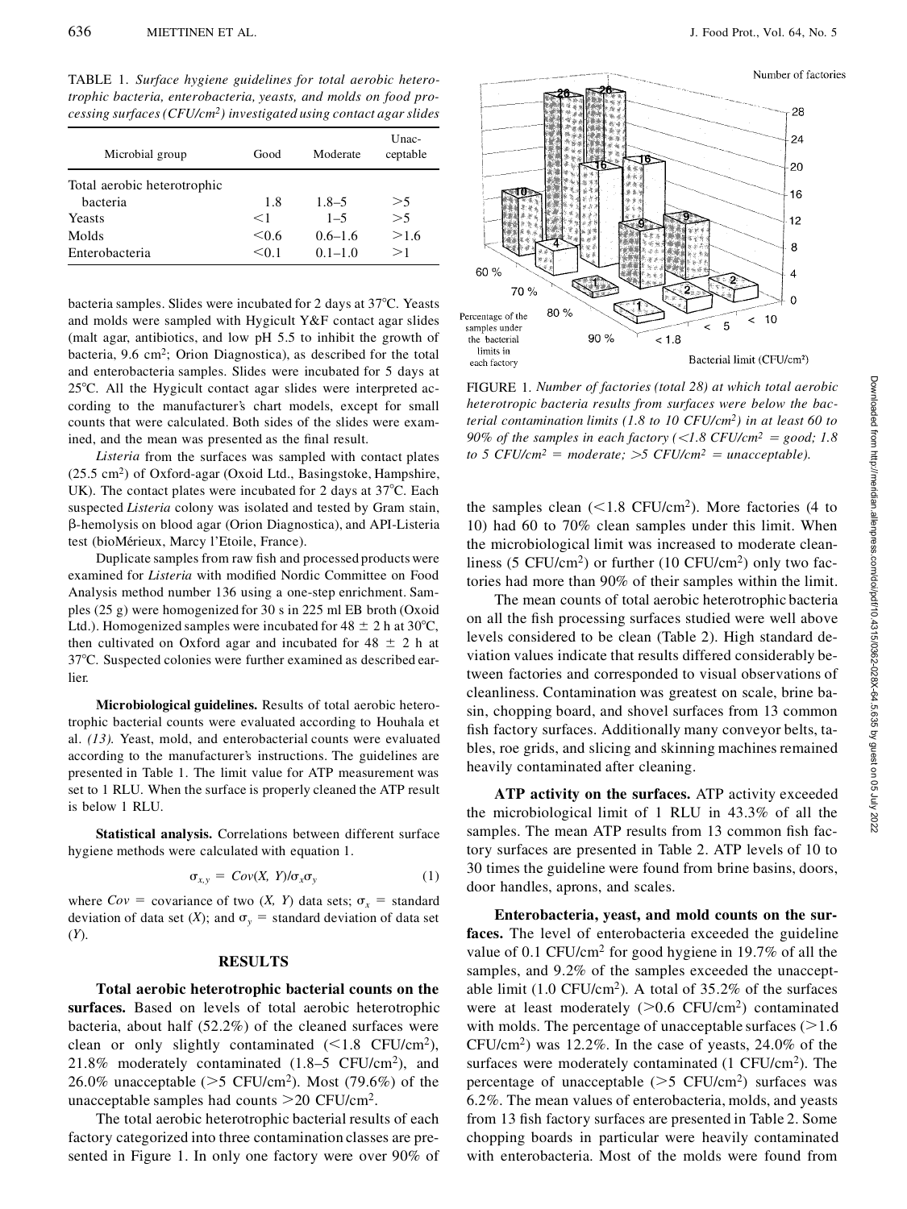TABLE 1. *Surface hygiene guidelines for total aerobic heterotrophic bacteria, enterobacteria, yeasts, and molds on food processing surfaces (CFU/cm²) investigated using contact agar slides*

| Microbial group | Good | Moderate | Unacceptable |
|---|---|---|---|
| Total aerobic heterotrophic bacteria | 1.8 | 1.8–5 | >5 |
| Yeasts | <1 | 1–5 | >5 |
| Molds | <0.6 | 0.6–1.6 | >1.6 |
| Enterobacteria | <0.1 | 0.1–1.0 | >1 |

bacteria samples. Slides were incubated for 2 days at 37°C. Yeasts and molds were sampled with Hygicult Y&F contact agar slides (malt agar, antibiotics, and low pH 5.5 to inhibit the growth of bacteria, 9.6 cm²; Orion Diagnostica), as described for the total and enterobacteria samples. Slides were incubated for 5 days at 25°C. All the Hygicult contact agar slides were interpreted according to the manufacturer's chart models, except for small counts that were calculated. Both sides of the slides were examined, and the mean was presented as the final result.

*Listeria* from the surfaces was sampled with contact plates (25.5 cm²) of Oxford-agar (Oxoid Ltd., Basingstoke, Hampshire, UK). The contact plates were incubated for 2 days at 37°C. Each suspected *Listeria* colony was isolated and tested by Gram stain, β-hemolysis on blood agar (Orion Diagnostica), and API-Listeria test (bioMérieux, Marcy l'Etoile, France).

Duplicate samples from raw fish and processed products were examined for *Listeria* with modified Nordic Committee on Food Analysis method number 136 using a one-step enrichment. Samples (25 g) were homogenized for 30 s in 225 ml EB broth (Oxoid Ltd.). Homogenized samples were incubated for 48 ± 2 h at 30°C, then cultivated on Oxford agar and incubated for 48 ± 2 h at 37°C. Suspected colonies were further examined as described earlier.

**Microbiological guidelines.** Results of total aerobic heterotrophic bacterial counts were evaluated according to Houhala et al. *(13).* Yeast, mold, and enterobacterial counts were evaluated according to the manufacturer's instructions. The guidelines are presented in Table 1. The limit value for ATP measurement was set to 1 RLU. When the surface is properly cleaned the ATP result is below 1 RLU.

**Statistical analysis.** Correlations between different surface hygiene methods were calculated with equation 1.

$$\sigma_{x,y} = Cov(X, Y)/\sigma_x\sigma_y \quad (1)$$

where $Cov$ = covariance of two ($X$, $Y$) data sets; $\sigma_x$ = standard deviation of data set ($X$); and $\sigma_y$ = standard deviation of data set ($Y$).

## RESULTS

**Total aerobic heterotrophic bacterial counts on the surfaces.** Based on levels of total aerobic heterotrophic bacteria, about half (52.2%) of the cleaned surfaces were clean or only slightly contaminated (<1.8 CFU/cm²), 21.8% moderately contaminated (1.8–5 CFU/cm²), and 26.0% unacceptable (>5 CFU/cm²). Most (79.6%) of the unacceptable samples had counts >20 CFU/cm².

The total aerobic heterotrophic bacterial results of each factory categorized into three contamination classes are presented in Figure 1. In only one factory were over 90% of the samples clean (<1.8 CFU/cm²). More factories (4 to 10) had 60 to 70% clean samples under this limit. When the microbiological limit was increased to moderate cleanliness (5 CFU/cm²) or further (10 CFU/cm²) only two factories had more than 90% of their samples within the limit.

FIGURE 1. *Number of factories (total 28) at which total aerobic heterotropic bacteria results from surfaces were below the bacterial contamination limits (1.8 to 10 CFU/cm²) in at least 60 to 90% of the samples in each factory (<1.8 CFU/cm² = good; 1.8 to 5 CFU/cm² = moderate; >5 CFU/cm² = unacceptable).*

The mean counts of total aerobic heterotrophic bacteria on all the fish processing surfaces studied were well above levels considered to be clean (Table 2). High standard deviation values indicate that results differed considerably between factories and corresponded to visual observations of cleanliness. Contamination was greatest on scale, brine basin, chopping board, and shovel surfaces from 13 common fish factory surfaces. Additionally many conveyor belts, tables, roe grids, and slicing and skinning machines remained heavily contaminated after cleaning.

**ATP activity on the surfaces.** ATP activity exceeded the microbiological limit of 1 RLU in 43.3% of all the samples. The mean ATP results from 13 common fish factory surfaces are presented in Table 2. ATP levels of 10 to 30 times the guideline were found from brine basins, doors, door handles, aprons, and scales.

**Enterobacteria, yeast, and mold counts on the surfaces.** The level of enterobacteria exceeded the guideline value of 0.1 CFU/cm² for good hygiene in 19.7% of all the samples, and 9.2% of the samples exceeded the unacceptable limit (1.0 CFU/cm²). A total of 35.2% of the surfaces were at least moderately (>0.6 CFU/cm²) contaminated with molds. The percentage of unacceptable surfaces (>1.6 CFU/cm²) was 12.2%. In the case of yeasts, 24.0% of the surfaces were moderately contaminated (1 CFU/cm²). The percentage of unacceptable (>5 CFU/cm²) surfaces was 6.2%. The mean values of enterobacteria, molds, and yeasts from 13 fish factory surfaces are presented in Table 2. Some chopping boards in particular were heavily contaminated with enterobacteria. Most of the molds were found from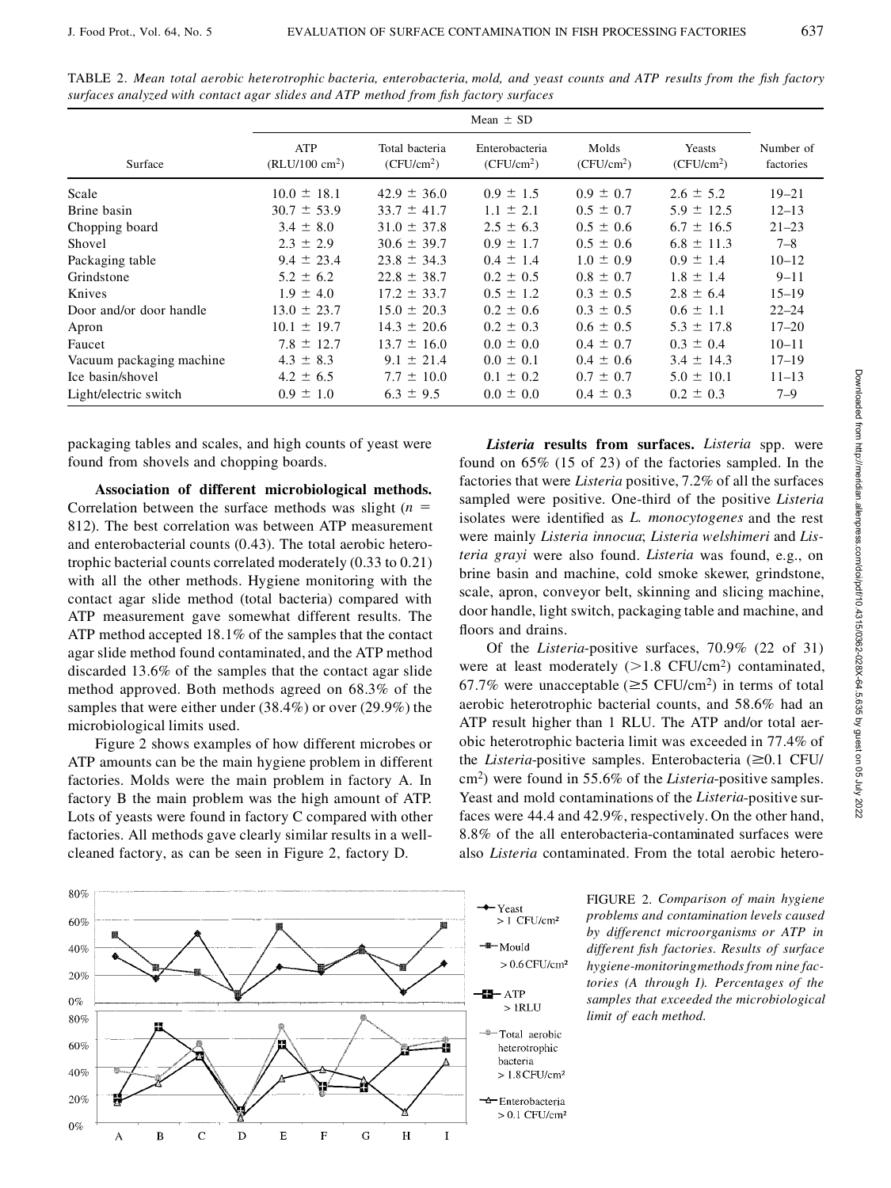TABLE 2. *Mean total aerobic heterotrophic bacteria, enterobacteria, mold, and yeast counts and ATP results from the fish factory surfaces analyzed with contact agar slides and ATP method from fish factory surfaces*

| Surface | Mean ± SD | | | | | Number of factories |
|---|---|---|---|---|---|---|
| | ATP (RLU/100 $cm^2$) | Total bacteria (CFU/$cm^2$) | Enterobacteria (CFU/$cm^2$) | Molds (CFU/$cm^2$) | Yeasts (CFU/$cm^2$) | |
| Scale | 10.0 ± 18.1 | 42.9 ± 36.0 | 0.9 ± 1.5 | 0.9 ± 0.7 | 2.6 ± 5.2 | 19–21 |
| Brine basin | 30.7 ± 53.9 | 33.7 ± 41.7 | 1.1 ± 2.1 | 0.5 ± 0.7 | 5.9 ± 12.5 | 12–13 |
| Chopping board | 3.4 ± 8.0 | 31.0 ± 37.8 | 2.5 ± 6.3 | 0.5 ± 0.6 | 6.7 ± 16.5 | 21–23 |
| Shovel | 2.3 ± 2.9 | 30.6 ± 39.7 | 0.9 ± 1.7 | 0.5 ± 0.6 | 6.8 ± 11.3 | 7–8 |
| Packaging table | 9.4 ± 23.4 | 23.8 ± 34.3 | 0.4 ± 1.4 | 1.0 ± 0.9 | 0.9 ± 1.4 | 10–12 |
| Grindstone | 5.2 ± 6.2 | 22.8 ± 38.7 | 0.2 ± 0.5 | 0.8 ± 0.7 | 1.8 ± 1.4 | 9–11 |
| Knives | 1.9 ± 4.0 | 17.2 ± 33.7 | 0.5 ± 1.2 | 0.3 ± 0.5 | 2.8 ± 6.4 | 15–19 |
| Door and/or door handle | 13.0 ± 23.7 | 15.0 ± 20.3 | 0.2 ± 0.6 | 0.3 ± 0.5 | 0.6 ± 1.1 | 22–24 |
| Apron | 10.1 ± 19.7 | 14.3 ± 20.6 | 0.2 ± 0.3 | 0.6 ± 0.5 | 5.3 ± 17.8 | 17–20 |
| Faucet | 7.8 ± 12.7 | 13.7 ± 16.0 | 0.0 ± 0.0 | 0.4 ± 0.7 | 0.3 ± 0.4 | 10–11 |
| Vacuum packaging machine | 4.3 ± 8.3 | 9.1 ± 21.4 | 0.0 ± 0.1 | 0.4 ± 0.6 | 3.4 ± 14.3 | 17–19 |
| Ice basin/shovel | 4.2 ± 6.5 | 7.7 ± 10.0 | 0.1 ± 0.2 | 0.7 ± 0.7 | 5.0 ± 10.1 | 11–13 |
| Light/electric switch | 0.9 ± 1.0 | 6.3 ± 9.5 | 0.0 ± 0.0 | 0.4 ± 0.3 | 0.2 ± 0.3 | 7–9 |

packaging tables and scales, and high counts of yeast were found from shovels and chopping boards.

**Association of different microbiological methods.** Correlation between the surface methods was slight ($n$ = 812). The best correlation was between ATP measurement and enterobacterial counts (0.43). The total aerobic heterotrophic bacterial counts correlated moderately (0.33 to 0.21) with all the other methods. Hygiene monitoring with the contact agar slide method (total bacteria) compared with ATP measurement gave somewhat different results. The ATP method accepted 18.1% of the samples that the contact agar slide method found contaminated, and the ATP method discarded 13.6% of the samples that the contact agar slide method approved. Both methods agreed on 68.3% of the samples that were either under (38.4%) or over (29.9%) the microbiological limits used.

Figure 2 shows examples of how different microbes or ATP amounts can be the main hygiene problem in different factories. Molds were the main problem in factory A. In factory B the main problem was the high amount of ATP. Lots of yeasts were found in factory C compared with other factories. All methods gave clearly similar results in a well-cleaned factory, as can be seen in Figure 2, factory D.

***Listeria* results from surfaces.** *Listeria* spp. were found on 65% (15 of 23) of the factories sampled. In the factories that were *Listeria* positive, 7.2% of all the surfaces sampled were positive. One-third of the positive *Listeria* isolates were identified as *L. monocytogenes* and the rest were mainly *Listeria innocua*; *Listeria welshimeri* and *Listeria grayi* were also found. *Listeria* was found, e.g., on brine basin and machine, cold smoke skewer, grindstone, scale, apron, conveyor belt, skinning and slicing machine, door handle, light switch, packaging table and machine, and floors and drains.

Of the *Listeria*-positive surfaces, 70.9% (22 of 31) were at least moderately (>1.8 CFU/$cm^2$) contaminated, 67.7% were unacceptable (≥5 CFU/$cm^2$) in terms of total aerobic heterotrophic bacterial counts, and 58.6% had an ATP result higher than 1 RLU. The ATP and/or total aerobic heterotrophic bacteria limit was exceeded in 77.4% of the *Listeria*-positive samples. Enterobacteria (≥0.1 CFU/$cm^2$) were found in 55.6% of the *Listeria*-positive samples. Yeast and mold contaminations of the *Listeria*-positive surfaces were 44.4 and 42.9%, respectively. On the other hand, 8.8% of the all enterobacteria-contaminated surfaces were also *Listeria* contaminated. From the total aerobic hetero-

FIGURE 2. *Comparison of main hygiene problems and contamination levels caused by differenct microorganisms or ATP in different fish factories. Results of surface hygiene-monitoring methods from nine factories (A through I). Percentages of the samples that exceeded the microbiological limit of each method.*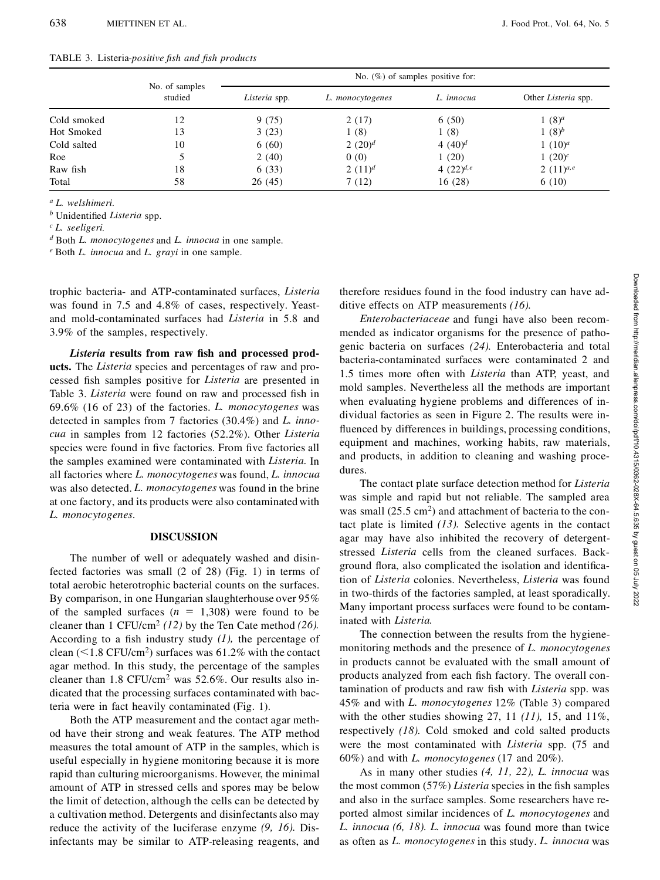TABLE 3. *Listeria-positive fish and fish products*

| | No. of samples studied | No. (%) of samples positive for: | | | |
|---|---|---|---|---|---|
| | | *Listeria* spp. | *L. monocytogenes* | *L. innocua* | Other *Listeria* spp. |
| Cold smoked | 12 | 9 (75) | 2 (17) | 6 (50) | 1 (8)[a] |
| Hot Smoked | 13 | 3 (23) | 1 (8) | 1 (8) | 1 (8)[b] |
| Cold salted | 10 | 6 (60) | 2 (20)[d] | 4 (40)[d] | 1 (10)[a] |
| Roe | 5 | 2 (40) | 0 (0) | 1 (20) | 1 (20)[c] |
| Raw fish | 18 | 6 (33) | 2 (11)[d] | 4 (22)[d,e] | 2 (11)[a,e] |
| Total | 58 | 26 (45) | 7 (12) | 16 (28) | 6 (10) |

[a] *L. welshimeri.*
[b] Unidentified *Listeria* spp.
[c] *L. seeligeri.*
[d] Both *L. monocytogenes* and *L. innocua* in one sample.
[e] Both *L. innocua* and *L. grayi* in one sample.

trophic bacteria- and ATP-contaminated surfaces, *Listeria* was found in 7.5 and 4.8% of cases, respectively. Yeast- and mold-contaminated surfaces had *Listeria* in 5.8 and 3.9% of the samples, respectively.

***Listeria* results from raw fish and processed products.** The *Listeria* species and percentages of raw and processed fish samples positive for *Listeria* are presented in Table 3. *Listeria* were found on raw and processed fish in 69.6% (16 of 23) of the factories. *L. monocytogenes* was detected in samples from 7 factories (30.4%) and *L. innocua* in samples from 12 factories (52.2%). Other *Listeria* species were found in five factories. From five factories all the samples examined were contaminated with *Listeria*. In all factories where *L. monocytogenes* was found, *L. innocua* was also detected. *L. monocytogenes* was found in the brine at one factory, and its products were also contaminated with *L. monocytogenes*.

## DISCUSSION

The number of well or adequately washed and disinfected factories was small (2 of 28) (Fig. 1) in terms of total aerobic heterotrophic bacterial counts on the surfaces. By comparison, in one Hungarian slaughterhouse over 95% of the sampled surfaces ($n = 1{,}308$) were found to be cleaner than 1 CFU/$cm^2$ *(12)* by the Ten Cate method *(26)*. According to a fish industry study *(1)*, the percentage of clean ($<1.8$ CFU/$cm^2$) surfaces was 61.2% with the contact agar method. In this study, the percentage of the samples cleaner than 1.8 CFU/$cm^2$ was 52.6%. Our results also indicated that the processing surfaces contaminated with bacteria were in fact heavily contaminated (Fig. 1).

Both the ATP measurement and the contact agar method have their strong and weak features. The ATP method measures the total amount of ATP in the samples, which is useful especially in hygiene monitoring because it is more rapid than culturing microorganisms. However, the minimal amount of ATP in stressed cells and spores may be below the limit of detection, although the cells can be detected by a cultivation method. Detergents and disinfectants also may reduce the activity of the luciferase enzyme *(9, 16)*. Disinfectants may be similar to ATP-releasing reagents, and therefore residues found in the food industry can have additive effects on ATP measurements *(16)*.

*Enterobacteriaceae* and fungi have also been recommended as indicator organisms for the presence of pathogenic bacteria on surfaces *(24)*. Enterobacteria and total bacteria-contaminated surfaces were contaminated 2 and 1.5 times more often with *Listeria* than ATP, yeast, and mold samples. Nevertheless all the methods are important when evaluating hygiene problems and differences of individual factories as seen in Figure 2. The results were influenced by differences in buildings, processing conditions, equipment and machines, working habits, raw materials, and products, in addition to cleaning and washing procedures.

The contact plate surface detection method for *Listeria* was simple and rapid but not reliable. The sampled area was small (25.5 $cm^2$) and attachment of bacteria to the contact plate is limited *(13)*. Selective agents in the contact agar may have also inhibited the recovery of detergent-stressed *Listeria* cells from the cleaned surfaces. Background flora, also complicated the isolation and identification of *Listeria* colonies. Nevertheless, *Listeria* was found in two-thirds of the factories sampled, at least sporadically. Many important process surfaces were found to be contaminated with *Listeria*.

The connection between the results from the hygiene-monitoring methods and the presence of *L. monocytogenes* in products cannot be evaluated with the small amount of products analyzed from each fish factory. The overall contamination of products and raw fish with *Listeria* spp. was 45% and with *L. monocytogenes* 12% (Table 3) compared with the other studies showing 27, 11 *(11)*, 15, and 11%, respectively *(18)*. Cold smoked and cold salted products were the most contaminated with *Listeria* spp. (75 and 60%) and with *L. monocytogenes* (17 and 20%).

As in many other studies *(4, 11, 22)*, *L. innocua* was the most common (57%) *Listeria* species in the fish samples and also in the surface samples. Some researchers have reported almost similar incidences of *L. monocytogenes* and *L. innocua (6, 18)*. *L. innocua* was found more than twice as often as *L. monocytogenes* in this study. *L. innocua* was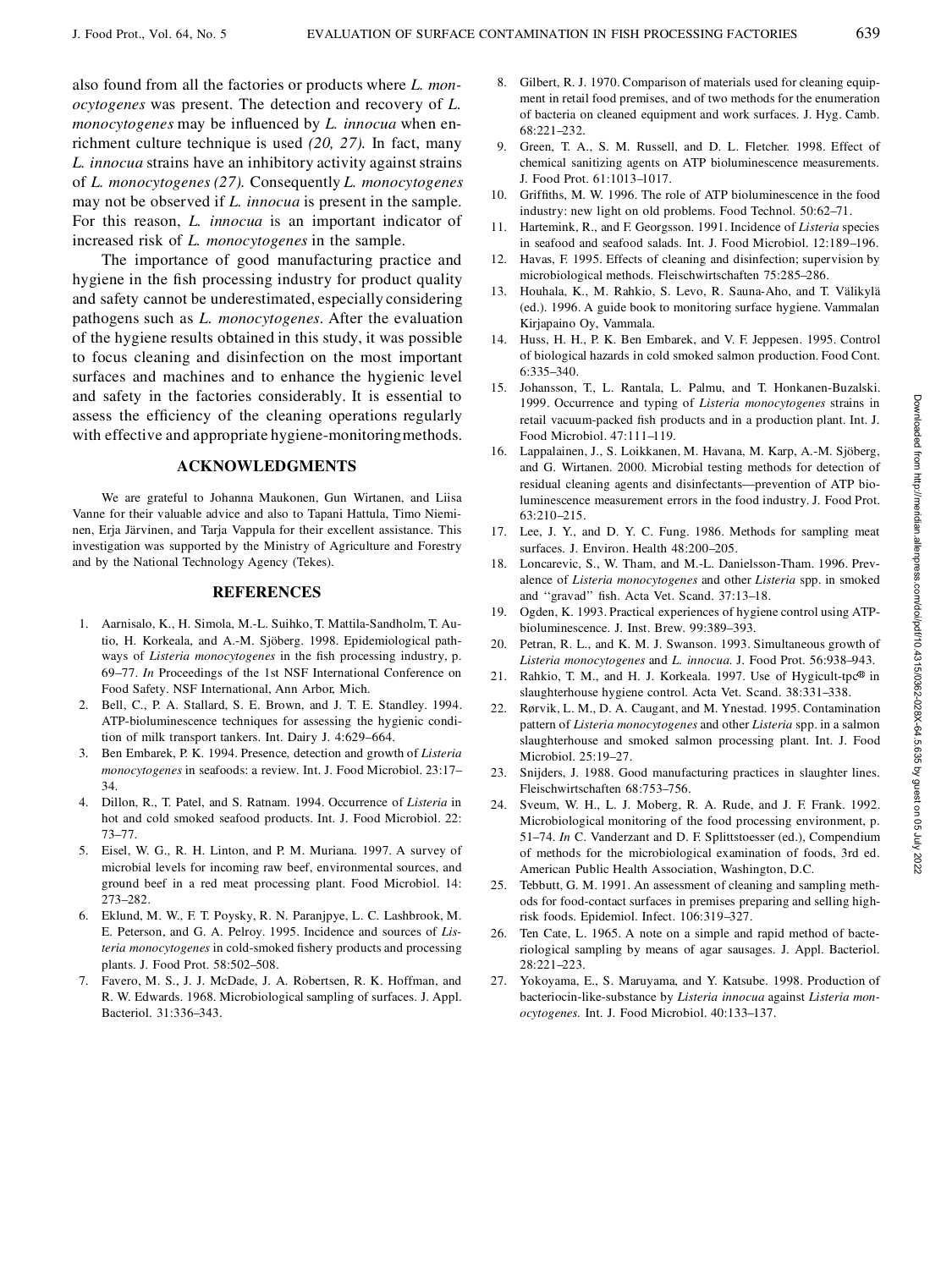also found from all the factories or products where *L. monocytogenes* was present. The detection and recovery of *L. monocytogenes* may be influenced by *L. innocua* when enrichment culture technique is used *(20, 27).* In fact, many *L. innocua* strains have an inhibitory activity against strains of *L. monocytogenes (27).* Consequently *L. monocytogenes* may not be observed if *L. innocua* is present in the sample. For this reason, *L. innocua* is an important indicator of increased risk of *L. monocytogenes* in the sample.

The importance of good manufacturing practice and hygiene in the fish processing industry for product quality and safety cannot be underestimated, especially considering pathogens such as *L. monocytogenes*. After the evaluation of the hygiene results obtained in this study, it was possible to focus cleaning and disinfection on the most important surfaces and machines and to enhance the hygienic level and safety in the factories considerably. It is essential to assess the efficiency of the cleaning operations regularly with effective and appropriate hygiene-monitoring methods.

## ACKNOWLEDGMENTS

We are grateful to Johanna Maukonen, Gun Wirtanen, and Liisa Vanne for their valuable advice and also to Tapani Hattula, Timo Nieminen, Erja Järvinen, and Tarja Vappula for their excellent assistance. This investigation was supported by the Ministry of Agriculture and Forestry and by the National Technology Agency (Tekes).

## REFERENCES

1. Aarnisalo, K., H. Simola, M.-L. Suihko, T. Mattila-Sandholm, T. Autio, H. Korkeala, and A.-M. Sjöberg. 1998. Epidemiological pathways of *Listeria monocytogenes* in the fish processing industry, p. 69–77. *In* Proceedings of the 1st NSF International Conference on Food Safety. NSF International, Ann Arbor, Mich.
2. Bell, C., P. A. Stallard, S. E. Brown, and J. T. E. Standley. 1994. ATP-bioluminescence techniques for assessing the hygienic condition of milk transport tankers. Int. Dairy J. 4:629–664.
3. Ben Embarek, P. K. 1994. Presence, detection and growth of *Listeria monocytogenes* in seafoods: a review. Int. J. Food Microbiol. 23:17–34.
4. Dillon, R., T. Patel, and S. Ratnam. 1994. Occurrence of *Listeria* in hot and cold smoked seafood products. Int. J. Food Microbiol. 22: 73–77.
5. Eisel, W. G., R. H. Linton, and P. M. Muriana. 1997. A survey of microbial levels for incoming raw beef, environmental sources, and ground beef in a red meat processing plant. Food Microbiol. 14: 273–282.
6. Eklund, M. W., F. T. Poysky, R. N. Paranjpye, L. C. Lashbrook, M. E. Peterson, and G. A. Pelroy. 1995. Incidence and sources of *Listeria monocytogenes* in cold-smoked fishery products and processing plants. J. Food Prot. 58:502–508.
7. Favero, M. S., J. J. McDade, J. A. Robertsen, R. K. Hoffman, and R. W. Edwards. 1968. Microbiological sampling of surfaces. J. Appl. Bacteriol. 31:336–343.
8. Gilbert, R. J. 1970. Comparison of materials used for cleaning equipment in retail food premises, and of two methods for the enumeration of bacteria on cleaned equipment and work surfaces. J. Hyg. Camb. 68:221–232.
9. Green, T. A., S. M. Russell, and D. L. Fletcher. 1998. Effect of chemical sanitizing agents on ATP bioluminescence measurements. J. Food Prot. 61:1013–1017.
10. Griffiths, M. W. 1996. The role of ATP bioluminescence in the food industry: new light on old problems. Food Technol. 50:62–71.
11. Hartemink, R., and F. Georgsson. 1991. Incidence of *Listeria* species in seafood and seafood salads. Int. J. Food Microbiol. 12:189–196.
12. Havas, F. 1995. Effects of cleaning and disinfection; supervision by microbiological methods. Fleischwirtschaften 75:285–286.
13. Houhala, K., M. Rahkio, S. Levo, R. Sauna-Aho, and T. Välikylä (ed.). 1996. A guide book to monitoring surface hygiene. Vammalan Kirjapaino Oy, Vammala.
14. Huss, H. H., P. K. Ben Embarek, and V. F. Jeppesen. 1995. Control of biological hazards in cold smoked salmon production. Food Cont. 6:335–340.
15. Johansson, T., L. Rantala, L. Palmu, and T. Honkanen-Buzalski. 1999. Occurrence and typing of *Listeria monocytogenes* strains in retail vacuum-packed fish products and in a production plant. Int. J. Food Microbiol. 47:111–119.
16. Lappalainen, J., S. Loikkanen, M. Havana, M. Karp, A.-M. Sjöberg, and G. Wirtanen. 2000. Microbial testing methods for detection of residual cleaning agents and disinfectants—prevention of ATP bioluminescence measurement errors in the food industry. J. Food Prot. 63:210–215.
17. Lee, J. Y., and D. Y. C. Fung. 1986. Methods for sampling meat surfaces. J. Environ. Health 48:200–205.
18. Loncarevic, S., W. Tham, and M.-L. Danielsson-Tham. 1996. Prevalence of *Listeria monocytogenes* and other *Listeria* spp. in smoked and ''gravad'' fish. Acta Vet. Scand. 37:13–18.
19. Ogden, K. 1993. Practical experiences of hygiene control using ATP-bioluminescence. J. Inst. Brew. 99:389–393.
20. Petran, R. L., and K. M. J. Swanson. 1993. Simultaneous growth of *Listeria monocytogenes* and *L. innocua.* J. Food Prot. 56:938–943.
21. Rahkio, T. M., and H. J. Korkeala. 1997. Use of Hygicult-tpc® in slaughterhouse hygiene control. Acta Vet. Scand. 38:331–338.
22. Rørvik, L. M., D. A. Caugant, and M. Ynestad. 1995. Contamination pattern of *Listeria monocytogenes* and other *Listeria* spp. in a salmon slaughterhouse and smoked salmon processing plant. Int. J. Food Microbiol. 25:19–27.
23. Snijders, J. 1988. Good manufacturing practices in slaughter lines. Fleischwirtschaften 68:753–756.
24. Sveum, W. H., L. J. Moberg, R. A. Rude, and J. F. Frank. 1992. Microbiological monitoring of the food processing environment, p. 51–74. *In* C. Vanderzant and D. F. Splittstoesser (ed.), Compendium of methods for the microbiological examination of foods, 3rd ed. American Public Health Association, Washington, D.C.
25. Tebbutt, G. M. 1991. An assessment of cleaning and sampling methods for food-contact surfaces in premises preparing and selling high-risk foods. Epidemiol. Infect. 106:319–327.
26. Ten Cate, L. 1965. A note on a simple and rapid method of bacteriological sampling by means of agar sausages. J. Appl. Bacteriol. 28:221–223.
27. Yokoyama, E., S. Maruyama, and Y. Katsube. 1998. Production of bacteriocin-like-substance by *Listeria innocua* against *Listeria monocytogenes.* Int. J. Food Microbiol. 40:133–137.